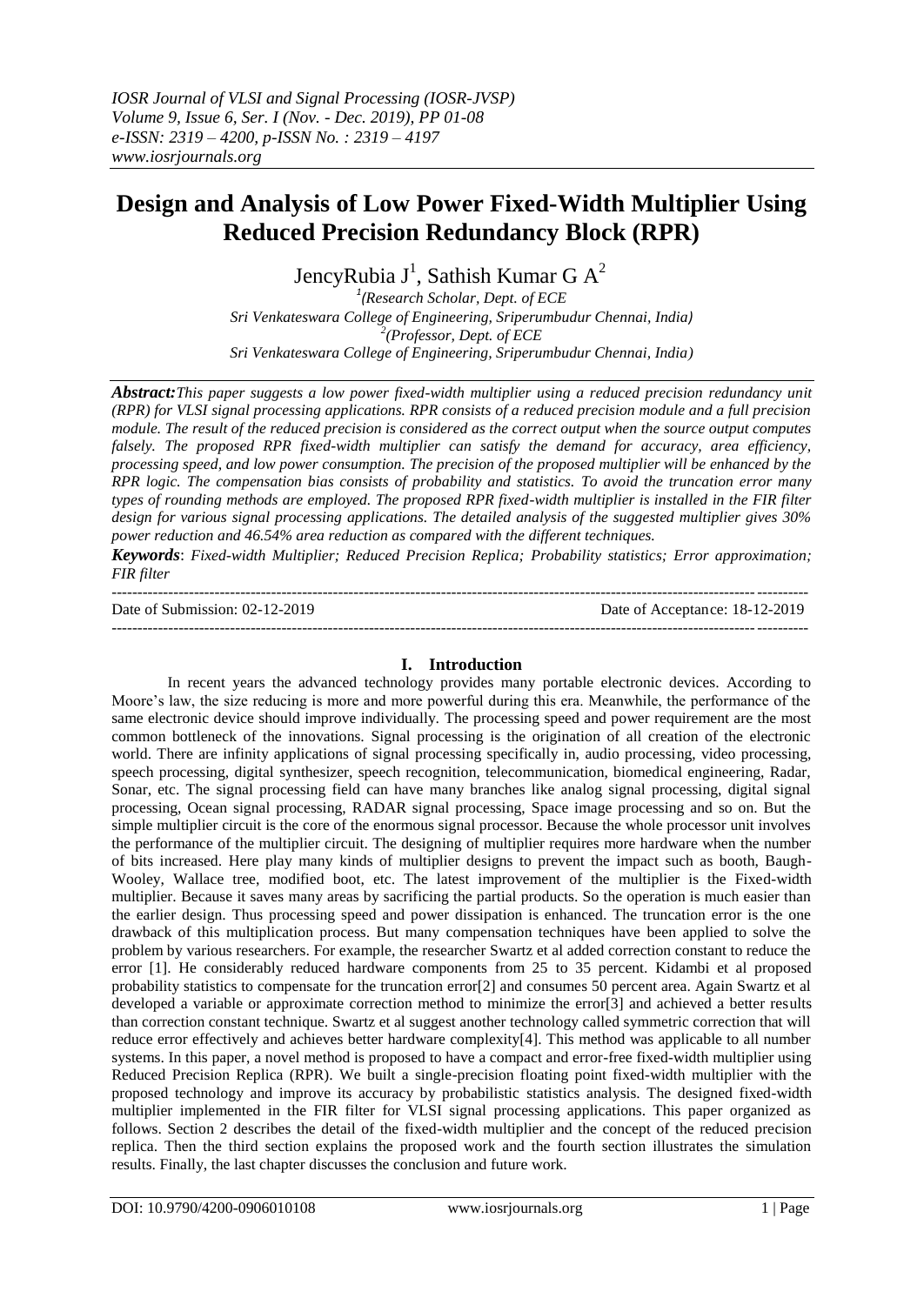# Design and Analysis of Low Power Fixed-Width Multiplier Using Reduced Precision Redundancy Block (RPR)

JencyRubia J[1], Sathish Kumar G A[2]

[1](Research Scholar, Dept. of ECE
Sri Venkateswara College of Engineering, Sriperumbudur Chennai, India)
[2](Professor, Dept. of ECE
Sri Venkateswara College of Engineering, Sriperumbudur Chennai, India)

***Abstract:*** *This paper suggests a low power fixed-width multiplier using a reduced precision redundancy unit (RPR) for VLSI signal processing applications. RPR consists of a reduced precision module and a full precision module. The result of the reduced precision is considered as the correct output when the source output computes falsely. The proposed RPR fixed-width multiplier can satisfy the demand for accuracy, area efficiency, processing speed, and low power consumption. The precision of the proposed multiplier will be enhanced by the RPR logic. The compensation bias consists of probability and statistics. To avoid the truncation error many types of rounding methods are employed. The proposed RPR fixed-width multiplier is installed in the FIR filter design for various signal processing applications. The detailed analysis of the suggested multiplier gives 30% power reduction and 46.54% area reduction as compared with the different techniques.*

***Keywords***: *Fixed-width Multiplier; Reduced Precision Replica; Probability statistics; Error approximation; FIR filter*

Date of Submission: 02-12-2019 Date of Acceptance: 18-12-2019

## I. Introduction

In recent years the advanced technology provides many portable electronic devices. According to Moore's law, the size reducing is more and more powerful during this era. Meanwhile, the performance of the same electronic device should improve individually. The processing speed and power requirement are the most common bottleneck of the innovations. Signal processing is the origination of all creation of the electronic world. There are infinity applications of signal processing specifically in, audio processing, video processing, speech processing, digital synthesizer, speech recognition, telecommunication, biomedical engineering, Radar, Sonar, etc. The signal processing field can have many branches like analog signal processing, digital signal processing, Ocean signal processing, RADAR signal processing, Space image processing and so on. But the simple multiplier circuit is the core of the enormous signal processor. Because the whole processor unit involves the performance of the multiplier circuit. The designing of multiplier requires more hardware when the number of bits increased. Here play many kinds of multiplier designs to prevent the impact such as booth, Baugh-Wooley, Wallace tree, modified boot, etc. The latest improvement of the multiplier is the Fixed-width multiplier. Because it saves many areas by sacrificing the partial products. So the operation is much easier than the earlier design. Thus processing speed and power dissipation is enhanced. The truncation error is the one drawback of this multiplication process. But many compensation techniques have been applied to solve the problem by various researchers. For example, the researcher Swartz et al added correction constant to reduce the error [1]. He considerably reduced hardware components from 25 to 35 percent. Kidambi et al proposed probability statistics to compensate for the truncation error[2] and consumes 50 percent area. Again Swartz et al developed a variable or approximate correction method to minimize the error[3] and achieved a better results than correction constant technique. Swartz et al suggest another technology called symmetric correction that will reduce error effectively and achieves better hardware complexity[4]. This method was applicable to all number systems. In this paper, a novel method is proposed to have a compact and error-free fixed-width multiplier using Reduced Precision Replica (RPR). We built a single-precision floating point fixed-width multiplier with the proposed technology and improve its accuracy by probabilistic statistics analysis. The designed fixed-width multiplier implemented in the FIR filter for VLSI signal processing applications. This paper organized as follows. Section 2 describes the detail of the fixed-width multiplier and the concept of the reduced precision replica. Then the third section explains the proposed work and the fourth section illustrates the simulation results. Finally, the last chapter discusses the conclusion and future work.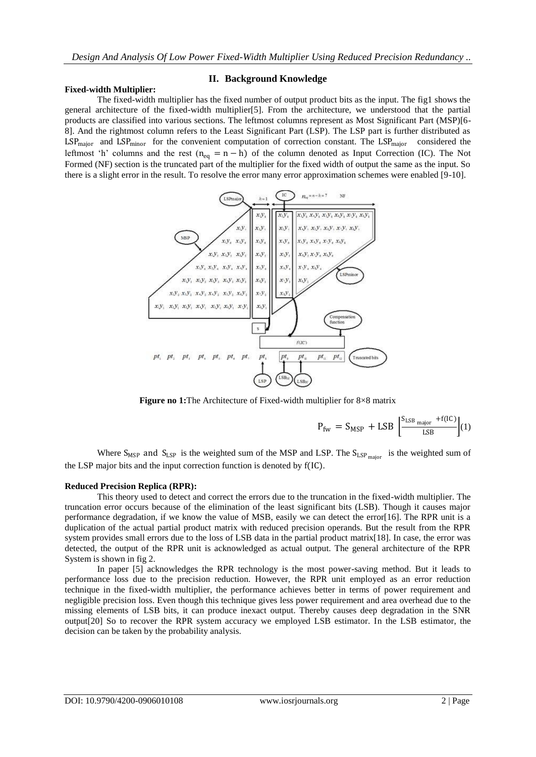## II. Background Knowledge

**Fixed-width Multiplier:**

The fixed-width multiplier has the fixed number of output product bits as the input. The fig1 shows the general architecture of the fixed-width multiplier[5]. From the architecture, we understood that the partial products are classified into various sections. The leftmost columns represent as Most Significant Part (MSP)[6-8]. And the rightmost column refers to the Least Significant Part (LSP). The LSP part is further distributed as $LSP_{major}$ and $LSP_{minor}$ for the convenient computation of correction constant. The $LSP_{major}$ considered the leftmost 'h' columns and the rest ($n_{eq} = n - h$) of the column denoted as Input Correction (IC). The Not Formed (NF) section is the truncated part of the multiplier for the fixed width of output the same as the input. So there is a slight error in the result. To resolve the error many error approximation schemes were enabled [9-10].

**Figure no 1:** The Architecture of Fixed-width multiplier for 8×8 matrix

$$P_{fw} = S_{MSP} + LSB \left[ \frac{S_{LSB_{major}} + f(IC)}{LSB} \right] \quad (1)$$

Where $S_{MSP}$ and $S_{LSP}$ is the weighted sum of the MSP and LSP. The $S_{LSP_{major}}$ is the weighted sum of the LSP major bits and the input correction function is denoted by $f(IC)$.

**Reduced Precision Replica (RPR):**

This theory used to detect and correct the errors due to the truncation in the fixed-width multiplier. The truncation error occurs because of the elimination of the least significant bits (LSB). Though it causes major performance degradation, if we know the value of MSB, easily we can detect the error[16]. The RPR unit is a duplication of the actual partial product matrix with reduced precision operands. But the result from the RPR system provides small errors due to the loss of LSB data in the partial product matrix[18]. In case, the error was detected, the output of the RPR unit is acknowledged as actual output. The general architecture of the RPR System is shown in fig 2.

In paper [5] acknowledges the RPR technology is the most power-saving method. But it leads to performance loss due to the precision reduction. However, the RPR unit employed as an error reduction technique in the fixed-width multiplier, the performance achieves better in terms of power requirement and negligible precision loss. Even though this technique gives less power requirement and area overhead due to the missing elements of LSB bits, it can produce inexact output. Thereby causes deep degradation in the SNR output[20] So to recover the RPR system accuracy we employed LSB estimator. In the LSB estimator, the decision can be taken by the probability analysis.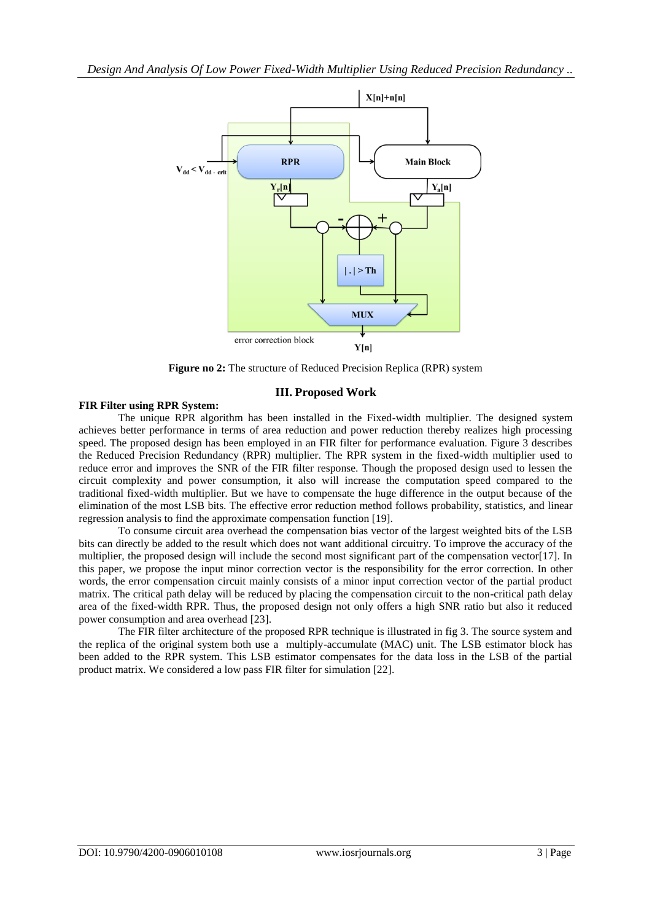**Figure no 2:** The structure of Reduced Precision Replica (RPR) system

## III. Proposed Work

**FIR Filter using RPR System:**

The unique RPR algorithm has been installed in the Fixed-width multiplier. The designed system achieves better performance in terms of area reduction and power reduction thereby realizes high processing speed. The proposed design has been employed in an FIR filter for performance evaluation. Figure 3 describes the Reduced Precision Redundancy (RPR) multiplier. The RPR system in the fixed-width multiplier used to reduce error and improves the SNR of the FIR filter response. Though the proposed design used to lessen the circuit complexity and power consumption, it also will increase the computation speed compared to the traditional fixed-width multiplier. But we have to compensate the huge difference in the output because of the elimination of the most LSB bits. The effective error reduction method follows probability, statistics, and linear regression analysis to find the approximate compensation function [19].

To consume circuit area overhead the compensation bias vector of the largest weighted bits of the LSB bits can directly be added to the result which does not want additional circuitry. To improve the accuracy of the multiplier, the proposed design will include the second most significant part of the compensation vector[17]. In this paper, we propose the input minor correction vector is the responsibility for the error correction. In other words, the error compensation circuit mainly consists of a minor input correction vector of the partial product matrix. The critical path delay will be reduced by placing the compensation circuit to the non-critical path delay area of the fixed-width RPR. Thus, the proposed design not only offers a high SNR ratio but also it reduced power consumption and area overhead [23].

The FIR filter architecture of the proposed RPR technique is illustrated in fig 3. The source system and the replica of the original system both use a multiply-accumulate (MAC) unit. The LSB estimator block has been added to the RPR system. This LSB estimator compensates for the data loss in the LSB of the partial product matrix. We considered a low pass FIR filter for simulation [22].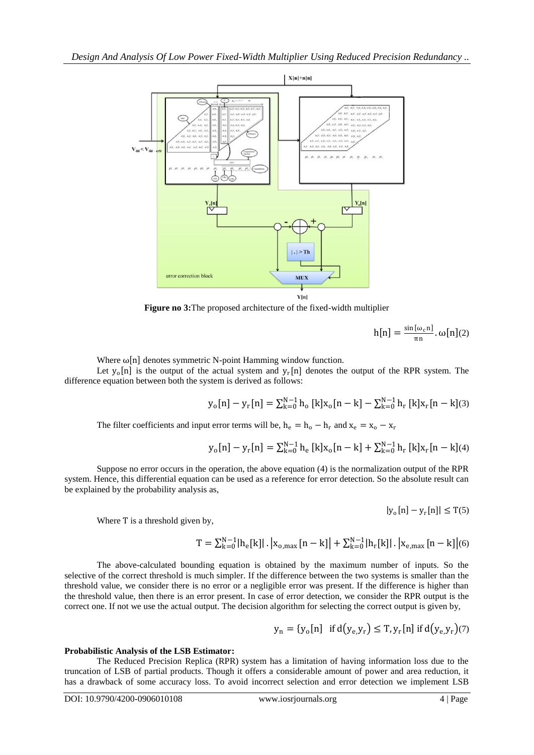**Figure no 3:** The proposed architecture of the fixed-width multiplier

$$h[n] = \frac{\sin[\omega_c n]}{\pi n}.\omega[n] \quad (2)$$

Where $\omega[n]$ denotes symmetric N-point Hamming window function.

Let $y_o[n]$ is the output of the actual system and $y_r[n]$ denotes the output of the RPR system. The difference equation between both the system is derived as follows:

$$y_o[n] - y_r[n] = \sum_{k=0}^{N-1} h_o[k]x_o[n-k] - \sum_{k=0}^{N-1} h_r[k]x_r[n-k] \quad (3)$$

The filter coefficients and input error terms will be, $h_e = h_o - h_r$ and $x_e = x_o - x_r$

$$y_o[n] - y_r[n] = \sum_{k=0}^{N-1} h_e[k]x_o[n-k] + \sum_{k=0}^{N-1} h_r[k]x_r[n-k] \quad (4)$$

Suppose no error occurs in the operation, the above equation (4) is the normalization output of the RPR system. Hence, this differential equation can be used as a reference for error detection. So the absolute result can be explained by the probability analysis as,

$$|y_o[n] - y_r[n]| \leq T \quad (5)$$

Where T is a threshold given by,

$$T = \sum_{k=0}^{N-1} |h_e[k]| . |x_{o,max}[n-k]| + \sum_{k=0}^{N-1} |h_r[k]| . |x_{e,max}[n-k]| \quad (6)$$

The above-calculated bounding equation is obtained by the maximum number of inputs. So the selective of the correct threshold is much simpler. If the difference between the two systems is smaller than the threshold value, we consider there is no error or a negligible error was present. If the difference is higher than the threshold value, then there is an error present. In case of error detection, we consider the RPR output is the correct one. If not we use the actual output. The decision algorithm for selecting the correct output is given by,

$$y_n = \{y_o[n] \text{ if } d(y_e, y_r) \leq T, y_r[n] \text{ if } d(y_e, y_r) \quad (7)$$

**Probabilistic Analysis of the LSB Estimator:**

The Reduced Precision Replica (RPR) system has a limitation of having information loss due to the truncation of LSB of partial products. Though it offers a considerable amount of power and area reduction, it has a drawback of some accuracy loss. To avoid incorrect selection and error detection we implement LSB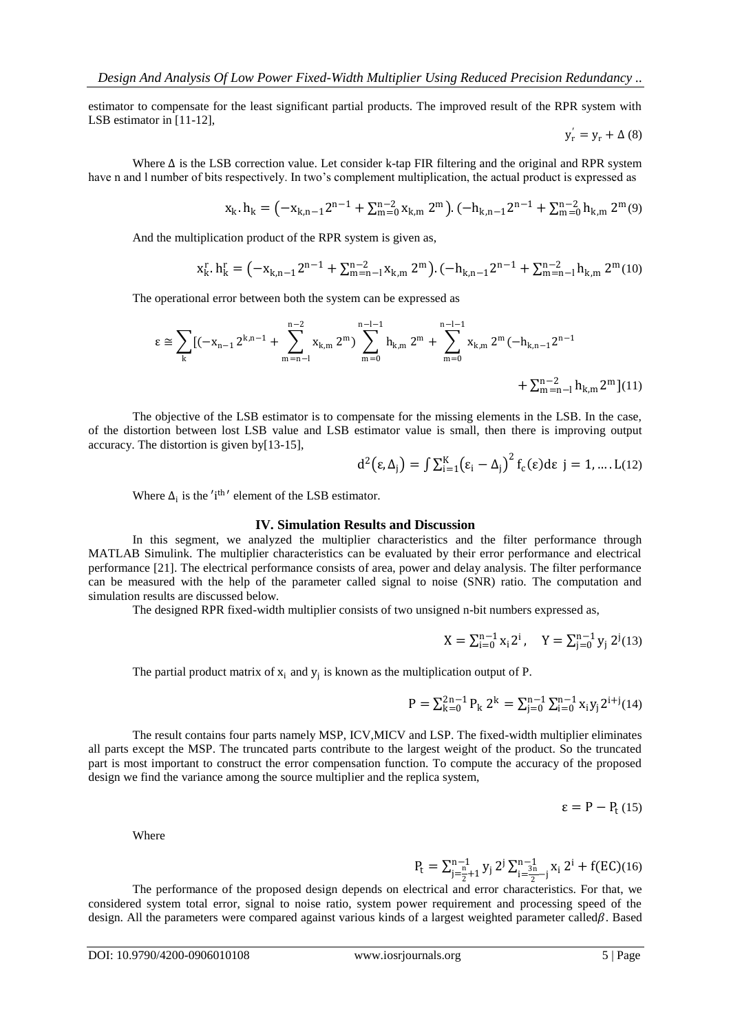estimator to compensate for the least significant partial products. The improved result of the RPR system with LSB estimator in [11-12],

$$y_r^{'} = y_r + \Delta \quad (8)$$

Where $\Delta$ is the LSB correction value. Let consider k-tap FIR filtering and the original and RPR system have n and l number of bits respectively. In two's complement multiplication, the actual product is expressed as

$$x_k . h_k = \left(-x_{k,n-1}2^{n-1} + \sum_{m=0}^{n-2} x_{k,m}\, 2^m\right).\left(-h_{k,n-1}2^{n-1} + \sum_{m=0}^{n-2} h_{k,m}\, 2^m \quad (9)\right.$$

And the multiplication product of the RPR system is given as,

$$x_k^r . h_k^r = \left(-x_{k,n-1}2^{n-1} + \sum_{m=n-l}^{n-2} x_{k,m}\, 2^m\right).\left(-h_{k,n-1}2^{n-1} + \sum_{m=n-l}^{n-2} h_{k,m}\, 2^m \quad (10)\right.$$

The operational error between both the system can be expressed as

$$\varepsilon \cong \sum_k [(-x_{n-1}2^{k,n-1} + \sum_{m=n-l}^{n-2} x_{k,m}\, 2^m) \sum_{m=0}^{n-l-1} h_{k,m}\, 2^m + \sum_{m=0}^{n-l-1} x_{k,m}\, 2^m (-h_{k,n-1}2^{n-1} + \sum_{m=n-l}^{n-2} h_{k,m}2^m] \quad (11)$$

The objective of the LSB estimator is to compensate for the missing elements in the LSB. In the case, of the distortion between lost LSB value and LSB estimator value is small, then there is improving output accuracy. The distortion is given by[13-15],

$$d^2(\varepsilon, \Delta_j) = \int \sum_{i=1}^{K} (\varepsilon_i - \Delta_j)^2 f_c(\varepsilon) d\varepsilon \;\; j = 1, \ldots . L \quad (12)$$

Where $\Delta_i$ is the '$i^{th}$' element of the LSB estimator.

## IV. Simulation Results and Discussion

In this segment, we analyzed the multiplier characteristics and the filter performance through MATLAB Simulink. The multiplier characteristics can be evaluated by their error performance and electrical performance [21]. The electrical performance consists of area, power and delay analysis. The filter performance can be measured with the help of the parameter called signal to noise (SNR) ratio. The computation and simulation results are discussed below.

The designed RPR fixed-width multiplier consists of two unsigned n-bit numbers expressed as,

$$X = \sum_{i=0}^{n-1} x_i 2^i, \quad Y = \sum_{j=0}^{n-1} y_j\, 2^j \quad (13)$$

The partial product matrix of $x_i$ and $y_j$ is known as the multiplication output of P.

$$P = \sum_{k=0}^{2n-1} P_k\, 2^k = \sum_{j=0}^{n-1} \sum_{i=0}^{n-1} x_i y_j 2^{i+j} \quad (14)$$

The result contains four parts namely MSP, ICV,MICV and LSP. The fixed-width multiplier eliminates all parts except the MSP. The truncated parts contribute to the largest weight of the product. So the truncated part is most important to construct the error compensation function. To compute the accuracy of the proposed design we find the variance among the source multiplier and the replica system,

$$\varepsilon = P - P_t \quad (15)$$

Where

$$P_t = \sum_{j=\frac{n}{2}+1}^{n-1} y_j\, 2^j \sum_{i=\frac{3n}{2}-j}^{n-1} x_i\, 2^i + f(EC) \quad (16)$$

The performance of the proposed design depends on electrical and error characteristics. For that, we considered system total error, signal to noise ratio, system power requirement and processing speed of the design. All the parameters were compared against various kinds of a largest weighted parameter called $\beta$. Based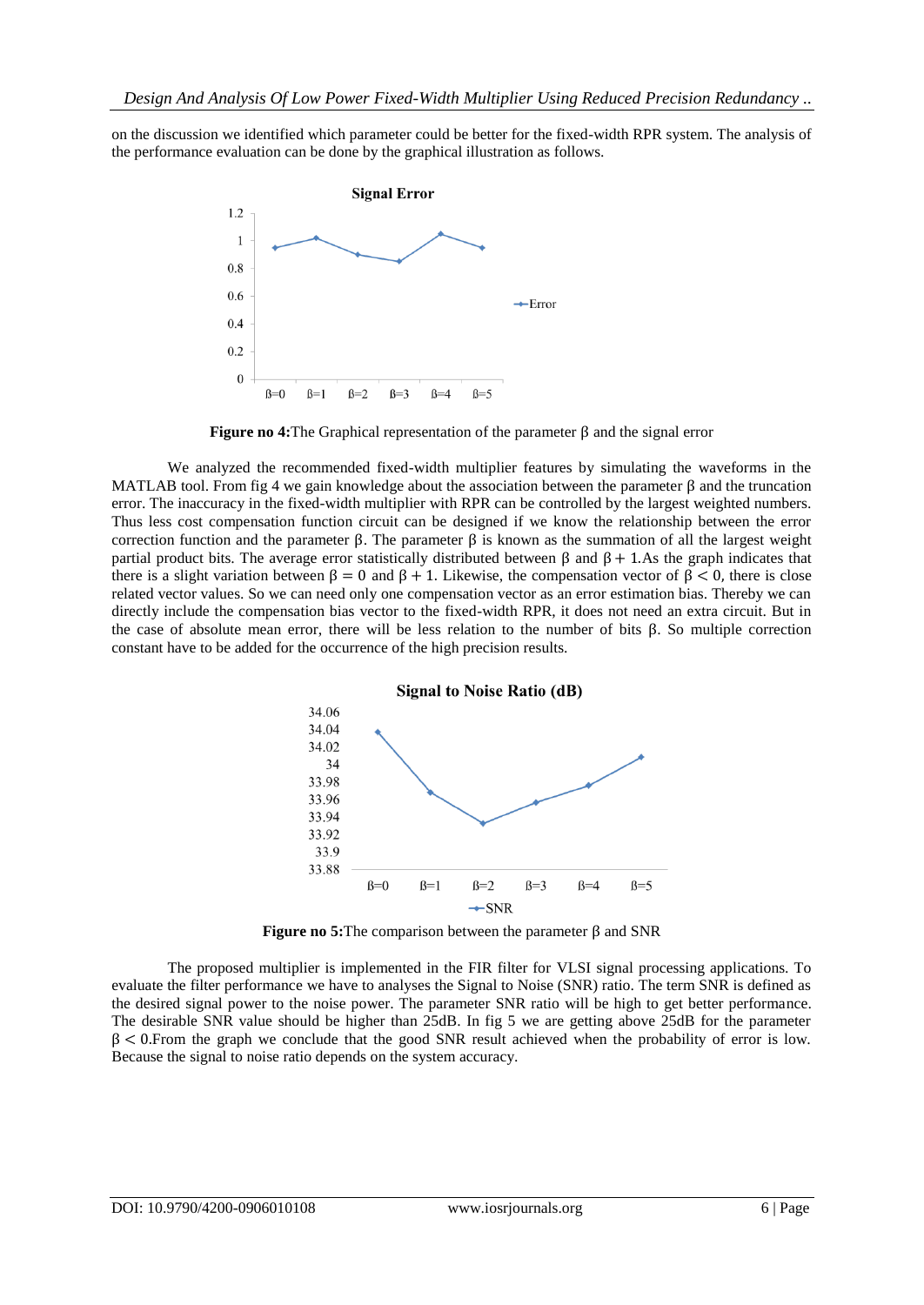on the discussion we identified which parameter could be better for the fixed-width RPR system. The analysis of the performance evaluation can be done by the graphical illustration as follows.

**Figure no 4:** The Graphical representation of the parameter β and the signal error

We analyzed the recommended fixed-width multiplier features by simulating the waveforms in the MATLAB tool. From fig 4 we gain knowledge about the association between the parameter β and the truncation error. The inaccuracy in the fixed-width multiplier with RPR can be controlled by the largest weighted numbers. Thus less cost compensation function circuit can be designed if we know the relationship between the error correction function and the parameter β. The parameter β is known as the summation of all the largest weight partial product bits. The average error statistically distributed between β and $\beta + 1$.As the graph indicates that there is a slight variation between $\beta = 0$ and $\beta + 1$. Likewise, the compensation vector of $\beta < 0$, there is close related vector values. So we can need only one compensation vector as an error estimation bias. Thereby we can directly include the compensation bias vector to the fixed-width RPR, it does not need an extra circuit. But in the case of absolute mean error, there will be less relation to the number of bits β. So multiple correction constant have to be added for the occurrence of the high precision results.

**Figure no 5:** The comparison between the parameter β and SNR

The proposed multiplier is implemented in the FIR filter for VLSI signal processing applications. To evaluate the filter performance we have to analyses the Signal to Noise (SNR) ratio. The term SNR is defined as the desired signal power to the noise power. The parameter SNR ratio will be high to get better performance. The desirable SNR value should be higher than 25dB. In fig 5 we are getting above 25dB for the parameter $\beta < 0$.From the graph we conclude that the good SNR result achieved when the probability of error is low. Because the signal to noise ratio depends on the system accuracy.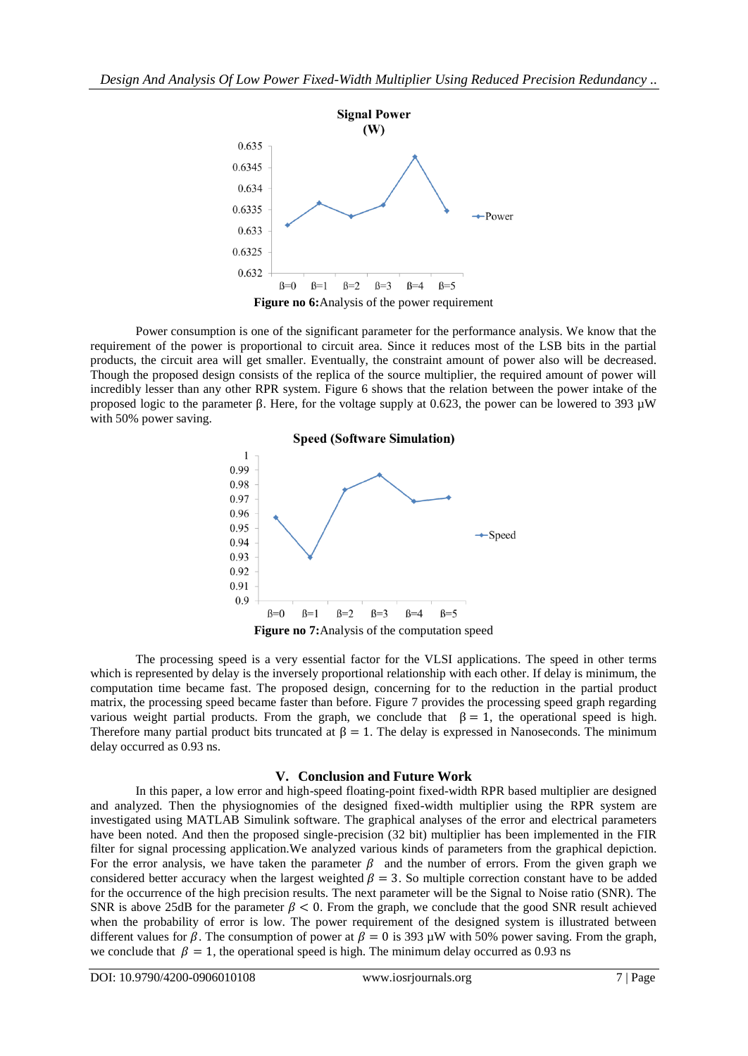**Figure no 6:** Analysis of the power requirement

Power consumption is one of the significant parameter for the performance analysis. We know that the requirement of the power is proportional to circuit area. Since it reduces most of the LSB bits in the partial products, the circuit area will get smaller. Eventually, the constraint amount of power also will be decreased. Though the proposed design consists of the replica of the source multiplier, the required amount of power will incredibly lesser than any other RPR system. Figure 6 shows that the relation between the power intake of the proposed logic to the parameter β. Here, for the voltage supply at 0.623, the power can be lowered to 393 μW with 50% power saving.

**Figure no 7:** Analysis of the computation speed

The processing speed is a very essential factor for the VLSI applications. The speed in other terms which is represented by delay is the inversely proportional relationship with each other. If delay is minimum, the computation time became fast. The proposed design, concerning for to the reduction in the partial product matrix, the processing speed became faster than before. Figure 7 provides the processing speed graph regarding various weight partial products. From the graph, we conclude that $\beta = 1$, the operational speed is high. Therefore many partial product bits truncated at $\beta = 1$. The delay is expressed in Nanoseconds. The minimum delay occurred as 0.93 ns.

## V. Conclusion and Future Work

In this paper, a low error and high-speed floating-point fixed-width RPR based multiplier are designed and analyzed. Then the physiognomies of the designed fixed-width multiplier using the RPR system are investigated using MATLAB Simulink software. The graphical analyses of the error and electrical parameters have been noted. And then the proposed single-precision (32 bit) multiplier has been implemented in the FIR filter for signal processing application.We analyzed various kinds of parameters from the graphical depiction. For the error analysis, we have taken the parameter $\beta$ and the number of errors. From the given graph we considered better accuracy when the largest weighted $\beta = 3$. So multiple correction constant have to be added for the occurrence of the high precision results. The next parameter will be the Signal to Noise ratio (SNR). The SNR is above 25dB for the parameter $\beta < 0$. From the graph, we conclude that the good SNR result achieved when the probability of error is low. The power requirement of the designed system is illustrated between different values for $\beta$. The consumption of power at $\beta = 0$ is 393 μW with 50% power saving. From the graph, we conclude that $\beta = 1$, the operational speed is high. The minimum delay occurred as 0.93 ns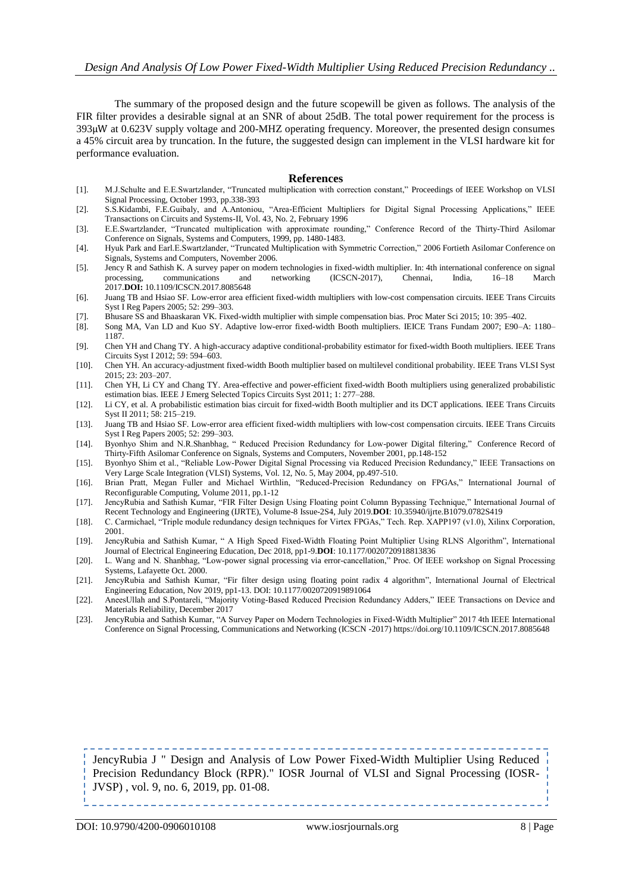The summary of the proposed design and the future scopewill be given as follows. The analysis of the FIR filter provides a desirable signal at an SNR of about 25dB. The total power requirement for the process is 393μW at 0.623V supply voltage and 200-MHZ operating frequency. Moreover, the presented design consumes a 45% circuit area by truncation. In the future, the suggested design can implement in the VLSI hardware kit for performance evaluation.

## References

[1]. M.J.Schulte and E.E.Swartzlander, "Truncated multiplication with correction constant," Proceedings of IEEE Workshop on VLSI Signal Processing, October 1993, pp.338-393

[2]. S.S.Kidambi, F.E.Guibaly, and A.Antoniou, "Area-Efficient Multipliers for Digital Signal Processing Applications," IEEE Transactions on Circuits and Systems-II, Vol. 43, No. 2, February 1996

[3]. E.E.Swartzlander, "Truncated multiplication with approximate rounding," Conference Record of the Thirty-Third Asilomar Conference on Signals, Systems and Computers, 1999, pp. 1480-1483.

[4]. Hyuk Park and Earl.E.Swartzlander, "Truncated Multiplication with Symmetric Correction," 2006 Fortieth Asilomar Conference on Signals, Systems and Computers, November 2006.

[5]. Jency R and Sathish K. A survey paper on modern technologies in fixed-width multiplier. In: 4th international conference on signal processing, communications and networking (ICSCN-2017), Chennai, India, 16–18 March 2017.**DOI:** 10.1109/ICSCN.2017.8085648

[6]. Juang TB and Hsiao SF. Low-error area efficient fixed-width multipliers with low-cost compensation circuits. IEEE Trans Circuits Syst I Reg Papers 2005; 52: 299–303.

[7]. Bhusare SS and Bhaaskaran VK. Fixed-width multiplier with simple compensation bias. Proc Mater Sci 2015; 10: 395–402.

[8]. Song MA, Van LD and Kuo SY. Adaptive low-error fixed-width Booth multipliers. IEICE Trans Fundam 2007; E90–A: 1180–1187.

[9]. Chen YH and Chang TY. A high-accuracy adaptive conditional-probability estimator for fixed-width Booth multipliers. IEEE Trans Circuits Syst I 2012; 59: 594–603.

[10]. Chen YH. An accuracy-adjustment fixed-width Booth multiplier based on multilevel conditional probability. IEEE Trans VLSI Syst 2015; 23: 203–207.

[11]. Chen YH, Li CY and Chang TY. Area-effective and power-efficient fixed-width Booth multipliers using generalized probabilistic estimation bias. IEEE J Emerg Selected Topics Circuits Syst 2011; 1: 277–288.

[12]. Li CY, et al. A probabilistic estimation bias circuit for fixed-width Booth multiplier and its DCT applications. IEEE Trans Circuits Syst II 2011; 58: 215–219.

[13]. Juang TB and Hsiao SF. Low-error area efficient fixed-width multipliers with low-cost compensation circuits. IEEE Trans Circuits Syst I Reg Papers 2005; 52: 299–303.

[14]. Byonhyo Shim and N.R.Shanbhag, " Reduced Precision Redundancy for Low-power Digital filtering," Conference Record of Thirty-Fifth Asilomar Conference on Signals, Systems and Computers, November 2001, pp.148-152

[15]. Byonhyo Shim et al., "Reliable Low-Power Digital Signal Processing via Reduced Precision Redundancy," IEEE Transactions on Very Large Scale Integration (VLSI) Systems, Vol. 12, No. 5, May 2004, pp.497-510.

[16]. Brian Pratt, Megan Fuller and Michael Wirthlin, "Reduced-Precision Redundancy on FPGAs," International Journal of Reconfigurable Computing, Volume 2011, pp.1-12

[17]. JencyRubia and Sathish Kumar, "FIR Filter Design Using Floating point Column Bypassing Technique," International Journal of Recent Technology and Engineering (IJRTE), Volume-8 Issue-2S4, July 2019.**DOI**: 10.35940/ijrte.B1079.0782S419

[18]. C. Carmichael, "Triple module redundancy design techniques for Virtex FPGAs," Tech. Rep. XAPP197 (v1.0), Xilinx Corporation, 2001.

[19]. JencyRubia and Sathish Kumar, " A High Speed Fixed-Width Floating Point Multiplier Using RLNS Algorithm", International Journal of Electrical Engineering Education, Dec 2018, pp1-9.**DOI**: 10.1177/0020720918813836

[20]. L. Wang and N. Shanbhag, "Low-power signal processing via error-cancellation," Proc. Of IEEE workshop on Signal Processing Systems, Lafayette Oct. 2000.

[21]. JencyRubia and Sathish Kumar, "Fir filter design using floating point radix 4 algorithm", International Journal of Electrical Engineering Education, Nov 2019, pp1-13. DOI: 10.1177/0020720919891064

[22]. AneesUllah and S.Pontareli, "Majority Voting-Based Reduced Precision Redundancy Adders," IEEE Transactions on Device and Materials Reliability, December 2017

[23]. JencyRubia and Sathish Kumar, "A Survey Paper on Modern Technologies in Fixed-Width Multiplier" 2017 4th IEEE International Conference on Signal Processing, Communications and Networking (ICSCN -2017) https://doi.org/10.1109/ICSCN.2017.8085648

JencyRubia J " Design and Analysis of Low Power Fixed-Width Multiplier Using Reduced Precision Redundancy Block (RPR)." IOSR Journal of VLSI and Signal Processing (IOSR-JVSP) , vol. 9, no. 6, 2019, pp. 01-08.